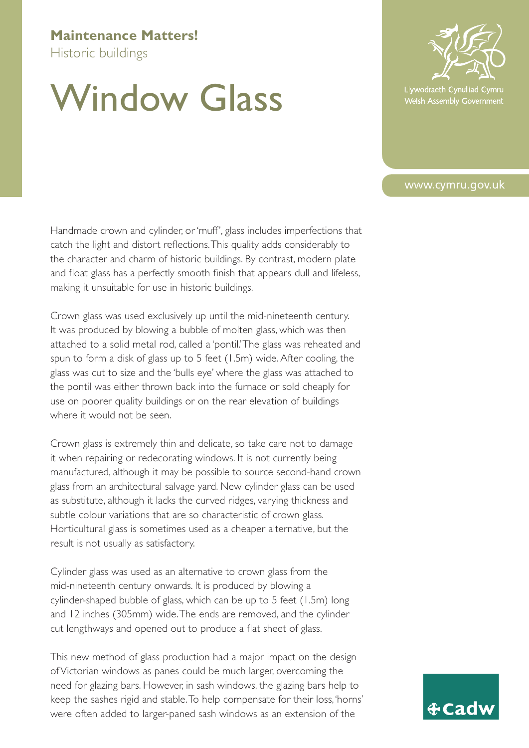**Maintenance Matters!**
Historic buildings

# Window Glass

Llywodraeth Cynulliad Cymru
Welsh Assembly Government

www.cymru.gov.uk

Handmade crown and cylinder, or 'muff', glass includes imperfections that catch the light and distort reflections. This quality adds considerably to the character and charm of historic buildings. By contrast, modern plate and float glass has a perfectly smooth finish that appears dull and lifeless, making it unsuitable for use in historic buildings.

Crown glass was used exclusively up until the mid-nineteenth century. It was produced by blowing a bubble of molten glass, which was then attached to a solid metal rod, called a 'pontil.' The glass was reheated and spun to form a disk of glass up to 5 feet (1.5m) wide. After cooling, the glass was cut to size and the 'bulls eye' where the glass was attached to the pontil was either thrown back into the furnace or sold cheaply for use on poorer quality buildings or on the rear elevation of buildings where it would not be seen.

Crown glass is extremely thin and delicate, so take care not to damage it when repairing or redecorating windows. It is not currently being manufactured, although it may be possible to source second-hand crown glass from an architectural salvage yard. New cylinder glass can be used as substitute, although it lacks the curved ridges, varying thickness and subtle colour variations that are so characteristic of crown glass. Horticultural glass is sometimes used as a cheaper alternative, but the result is not usually as satisfactory.

Cylinder glass was used as an alternative to crown glass from the mid-nineteenth century onwards. It is produced by blowing a cylinder-shaped bubble of glass, which can be up to 5 feet (1.5m) long and 12 inches (305mm) wide. The ends are removed, and the cylinder cut lengthways and opened out to produce a flat sheet of glass.

This new method of glass production had a major impact on the design of Victorian windows as panes could be much larger, overcoming the need for glazing bars. However, in sash windows, the glazing bars help to keep the sashes rigid and stable. To help compensate for their loss, 'horns' were often added to larger-paned sash windows as an extension of the

Cadw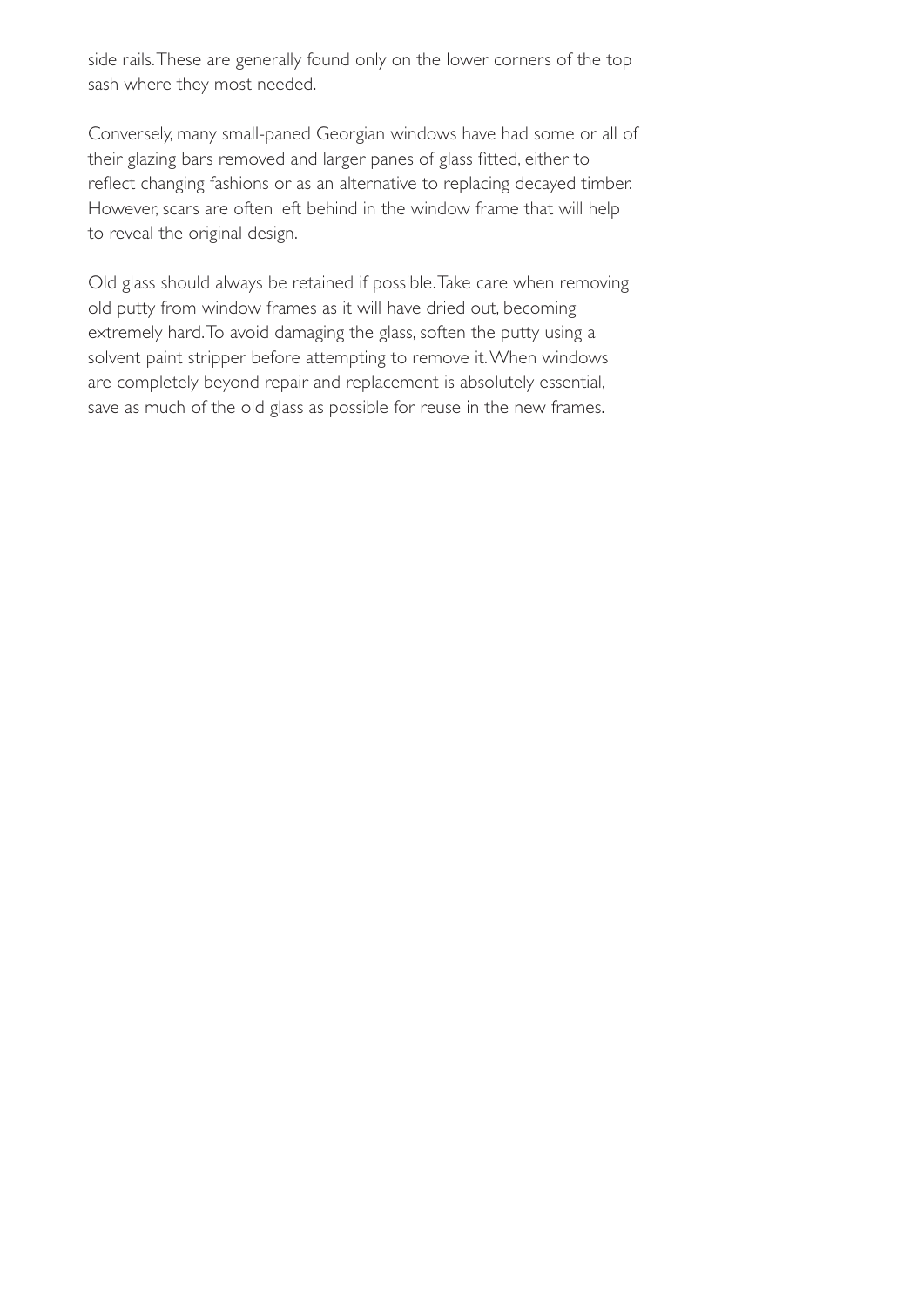side rails. These are generally found only on the lower corners of the top sash where they most needed.

Conversely, many small-paned Georgian windows have had some or all of their glazing bars removed and larger panes of glass fitted, either to reflect changing fashions or as an alternative to replacing decayed timber. However, scars are often left behind in the window frame that will help to reveal the original design.

Old glass should always be retained if possible. Take care when removing old putty from window frames as it will have dried out, becoming extremely hard. To avoid damaging the glass, soften the putty using a solvent paint stripper before attempting to remove it. When windows are completely beyond repair and replacement is absolutely essential, save as much of the old glass as possible for reuse in the new frames.